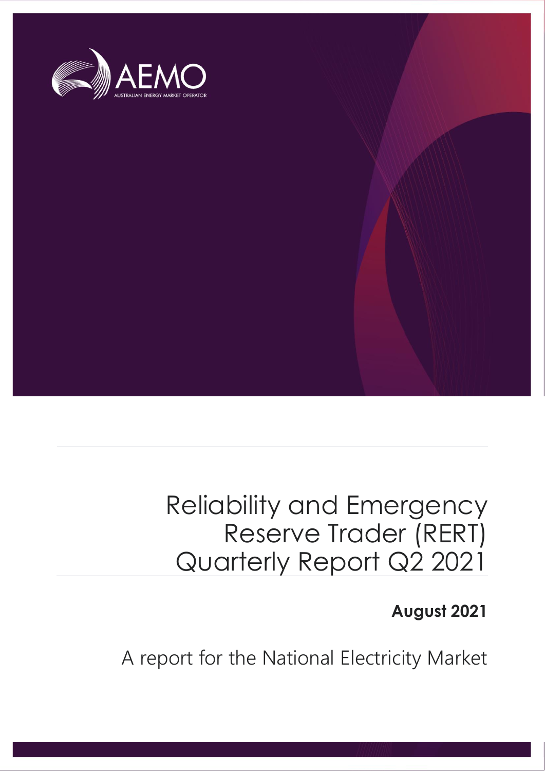# Reliability and Emergency Reserve Trader (RERT) Quarterly Report Q2 2021

**August 2021**

A report for the National Electricity Market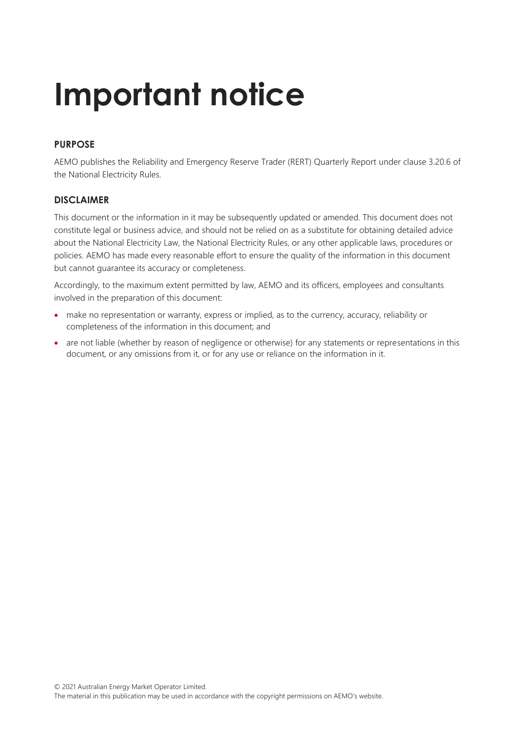# Important notice

## PURPOSE

AEMO publishes the Reliability and Emergency Reserve Trader (RERT) Quarterly Report under clause 3.20.6 of the National Electricity Rules.

## DISCLAIMER

This document or the information in it may be subsequently updated or amended. This document does not constitute legal or business advice, and should not be relied on as a substitute for obtaining detailed advice about the National Electricity Law, the National Electricity Rules, or any other applicable laws, procedures or policies. AEMO has made every reasonable effort to ensure the quality of the information in this document but cannot guarantee its accuracy or completeness.

Accordingly, to the maximum extent permitted by law, AEMO and its officers, employees and consultants involved in the preparation of this document:

- make no representation or warranty, express or implied, as to the currency, accuracy, reliability or completeness of the information in this document; and
- are not liable (whether by reason of negligence or otherwise) for any statements or representations in this document, or any omissions from it, or for any use or reliance on the information in it.

© 2021 Australian Energy Market Operator Limited.
The material in this publication may be used in accordance with the copyright permissions on AEMO's website.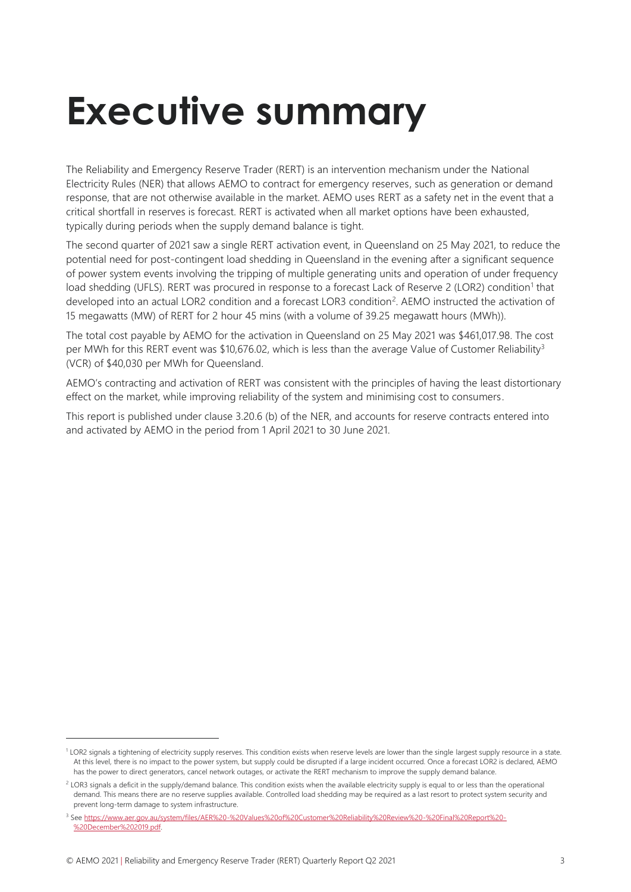# Executive summary

The Reliability and Emergency Reserve Trader (RERT) is an intervention mechanism under the National Electricity Rules (NER) that allows AEMO to contract for emergency reserves, such as generation or demand response, that are not otherwise available in the market. AEMO uses RERT as a safety net in the event that a critical shortfall in reserves is forecast. RERT is activated when all market options have been exhausted, typically during periods when the supply demand balance is tight.

The second quarter of 2021 saw a single RERT activation event, in Queensland on 25 May 2021, to reduce the potential need for post-contingent load shedding in Queensland in the evening after a significant sequence of power system events involving the tripping of multiple generating units and operation of under frequency load shedding (UFLS). RERT was procured in response to a forecast Lack of Reserve 2 (LOR2) condition[1] that developed into an actual LOR2 condition and a forecast LOR3 condition[2]. AEMO instructed the activation of 15 megawatts (MW) of RERT for 2 hour 45 mins (with a volume of 39.25 megawatt hours (MWh)).

The total cost payable by AEMO for the activation in Queensland on 25 May 2021 was $461,017.98. The cost per MWh for this RERT event was $10,676.02, which is less than the average Value of Customer Reliability[3] (VCR) of $40,030 per MWh for Queensland.

AEMO's contracting and activation of RERT was consistent with the principles of having the least distortionary effect on the market, while improving reliability of the system and minimising cost to consumers.

This report is published under clause 3.20.6 (b) of the NER, and accounts for reserve contracts entered into and activated by AEMO in the period from 1 April 2021 to 30 June 2021.

---

[1] LOR2 signals a tightening of electricity supply reserves. This condition exists when reserve levels are lower than the single largest supply resource in a state. At this level, there is no impact to the power system, but supply could be disrupted if a large incident occurred. Once a forecast LOR2 is declared, AEMO has the power to direct generators, cancel network outages, or activate the RERT mechanism to improve the supply demand balance.

[2] LOR3 signals a deficit in the supply/demand balance. This condition exists when the available electricity supply is equal to or less than the operational demand. This means there are no reserve supplies available. Controlled load shedding may be required as a last resort to protect system security and prevent long-term damage to system infrastructure.

[3] See https://www.aer.gov.au/system/files/AER%20-%20Values%20of%20Customer%20Reliability%20Review%20-%20Final%20Report%20-%20December%202019.pdf.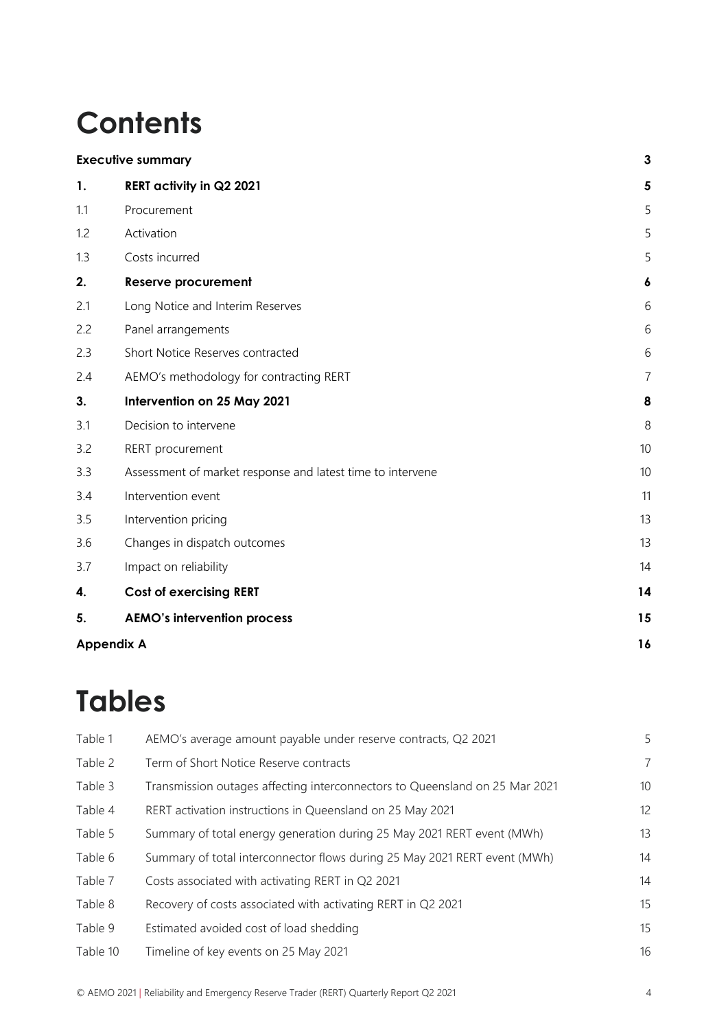# Contents

| | | |
|---|---|---|
| **Executive summary** | | **3** |
| **1.** | **RERT activity in Q2 2021** | **5** |
| 1.1 | Procurement | 5 |
| 1.2 | Activation | 5 |
| 1.3 | Costs incurred | 5 |
| **2.** | **Reserve procurement** | **6** |
| 2.1 | Long Notice and Interim Reserves | 6 |
| 2.2 | Panel arrangements | 6 |
| 2.3 | Short Notice Reserves contracted | 6 |
| 2.4 | AEMO's methodology for contracting RERT | 7 |
| **3.** | **Intervention on 25 May 2021** | **8** |
| 3.1 | Decision to intervene | 8 |
| 3.2 | RERT procurement | 10 |
| 3.3 | Assessment of market response and latest time to intervene | 10 |
| 3.4 | Intervention event | 11 |
| 3.5 | Intervention pricing | 13 |
| 3.6 | Changes in dispatch outcomes | 13 |
| 3.7 | Impact on reliability | 14 |
| **4.** | **Cost of exercising RERT** | **14** |
| **5.** | **AEMO's intervention process** | **15** |
| **Appendix A** | | **16** |

# Tables

| | | |
|---|---|---|
| Table 1 | AEMO's average amount payable under reserve contracts, Q2 2021 | 5 |
| Table 2 | Term of Short Notice Reserve contracts | 7 |
| Table 3 | Transmission outages affecting interconnectors to Queensland on 25 Mar 2021 | 10 |
| Table 4 | RERT activation instructions in Queensland on 25 May 2021 | 12 |
| Table 5 | Summary of total energy generation during 25 May 2021 RERT event (MWh) | 13 |
| Table 6 | Summary of total interconnector flows during 25 May 2021 RERT event (MWh) | 14 |
| Table 7 | Costs associated with activating RERT in Q2 2021 | 14 |
| Table 8 | Recovery of costs associated with activating RERT in Q2 2021 | 15 |
| Table 9 | Estimated avoided cost of load shedding | 15 |
| Table 10 | Timeline of key events on 25 May 2021 | 16 |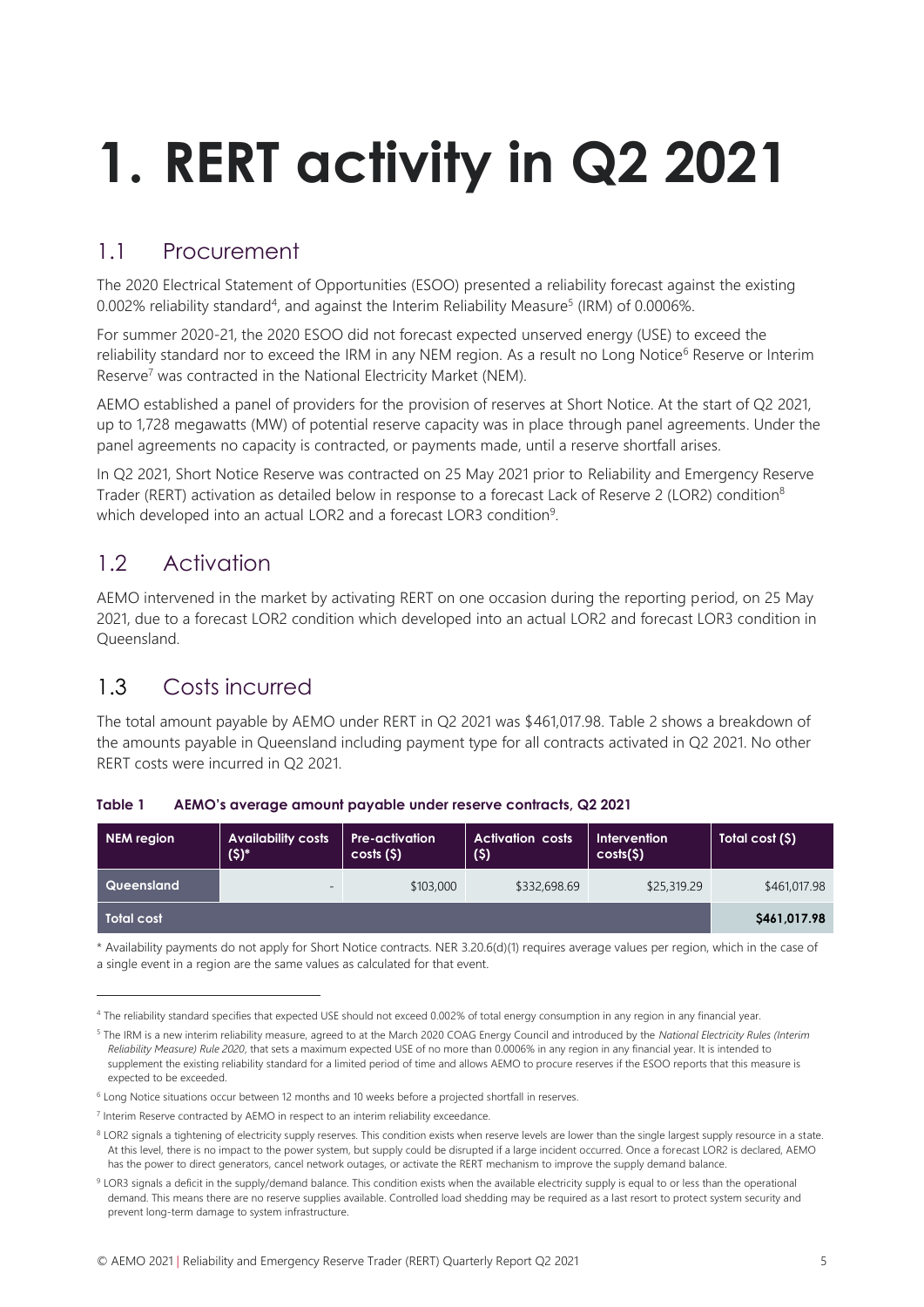# 1. RERT activity in Q2 2021

## 1.1 Procurement

The 2020 Electrical Statement of Opportunities (ESOO) presented a reliability forecast against the existing 0.002% reliability standard[4], and against the Interim Reliability Measure[5] (IRM) of 0.0006%.

For summer 2020-21, the 2020 ESOO did not forecast expected unserved energy (USE) to exceed the reliability standard nor to exceed the IRM in any NEM region. As a result no Long Notice[6] Reserve or Interim Reserve[7] was contracted in the National Electricity Market (NEM).

AEMO established a panel of providers for the provision of reserves at Short Notice. At the start of Q2 2021, up to 1,728 megawatts (MW) of potential reserve capacity was in place through panel agreements. Under the panel agreements no capacity is contracted, or payments made, until a reserve shortfall arises.

In Q2 2021, Short Notice Reserve was contracted on 25 May 2021 prior to Reliability and Emergency Reserve Trader (RERT) activation as detailed below in response to a forecast Lack of Reserve 2 (LOR2) condition[8] which developed into an actual LOR2 and a forecast LOR3 condition[9].

## 1.2 Activation

AEMO intervened in the market by activating RERT on one occasion during the reporting period, on 25 May 2021, due to a forecast LOR2 condition which developed into an actual LOR2 and forecast LOR3 condition in Queensland.

## 1.3 Costs incurred

The total amount payable by AEMO under RERT in Q2 2021 was $461,017.98. Table 2 shows a breakdown of the amounts payable in Queensland including payment type for all contracts activated in Q2 2021. No other RERT costs were incurred in Q2 2021.

**Table 1 AEMO's average amount payable under reserve contracts, Q2 2021**

| NEM region | Availability costs ($)* | Pre-activation costs ($) | Activation costs ($) | Intervention costs($) | Total cost ($) |
|---|---|---|---|---|---|
| Queensland | - | $103,000 | $332,698.69 | $25,319.29 | $461,017.98 |
| Total cost | | | | | **$461,017.98** |

* Availability payments do not apply for Short Notice contracts. NER 3.20.6(d)(1) requires average values per region, which in the case of a single event in a region are the same values as calculated for that event.

---

[4] The reliability standard specifies that expected USE should not exceed 0.002% of total energy consumption in any region in any financial year.

[5] The IRM is a new interim reliability measure, agreed to at the March 2020 COAG Energy Council and introduced by the *National Electricity Rules (Interim Reliability Measure) Rule 2020*, that sets a maximum expected USE of no more than 0.0006% in any region in any financial year. It is intended to supplement the existing reliability standard for a limited period of time and allows AEMO to procure reserves if the ESOO reports that this measure is expected to be exceeded.

[6] Long Notice situations occur between 12 months and 10 weeks before a projected shortfall in reserves.

[7] Interim Reserve contracted by AEMO in respect to an interim reliability exceedance.

[8] LOR2 signals a tightening of electricity supply reserves. This condition exists when reserve levels are lower than the single largest supply resource in a state. At this level, there is no impact to the power system, but supply could be disrupted if a large incident occurred. Once a forecast LOR2 is declared, AEMO has the power to direct generators, cancel network outages, or activate the RERT mechanism to improve the supply demand balance.

[9] LOR3 signals a deficit in the supply/demand balance. This condition exists when the available electricity supply is equal to or less than the operational demand. This means there are no reserve supplies available. Controlled load shedding may be required as a last resort to protect system security and prevent long-term damage to system infrastructure.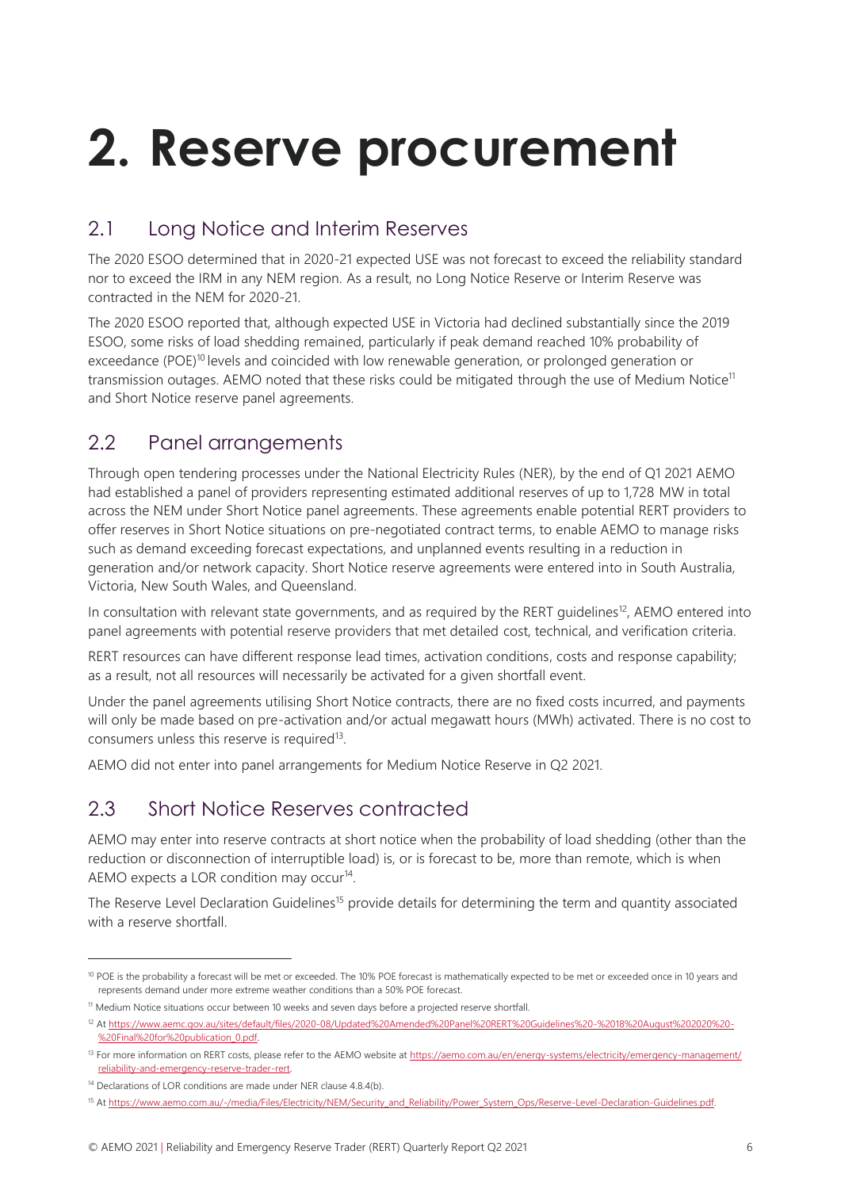# 2. Reserve procurement

## 2.1 Long Notice and Interim Reserves

The 2020 ESOO determined that in 2020-21 expected USE was not forecast to exceed the reliability standard nor to exceed the IRM in any NEM region. As a result, no Long Notice Reserve or Interim Reserve was contracted in the NEM for 2020-21.

The 2020 ESOO reported that, although expected USE in Victoria had declined substantially since the 2019 ESOO, some risks of load shedding remained, particularly if peak demand reached 10% probability of exceedance (POE)[10] levels and coincided with low renewable generation, or prolonged generation or transmission outages. AEMO noted that these risks could be mitigated through the use of Medium Notice[11] and Short Notice reserve panel agreements.

## 2.2 Panel arrangements

Through open tendering processes under the National Electricity Rules (NER), by the end of Q1 2021 AEMO had established a panel of providers representing estimated additional reserves of up to 1,728 MW in total across the NEM under Short Notice panel agreements. These agreements enable potential RERT providers to offer reserves in Short Notice situations on pre-negotiated contract terms, to enable AEMO to manage risks such as demand exceeding forecast expectations, and unplanned events resulting in a reduction in generation and/or network capacity. Short Notice reserve agreements were entered into in South Australia, Victoria, New South Wales, and Queensland.

In consultation with relevant state governments, and as required by the RERT guidelines[12], AEMO entered into panel agreements with potential reserve providers that met detailed cost, technical, and verification criteria.

RERT resources can have different response lead times, activation conditions, costs and response capability; as a result, not all resources will necessarily be activated for a given shortfall event.

Under the panel agreements utilising Short Notice contracts, there are no fixed costs incurred, and payments will only be made based on pre-activation and/or actual megawatt hours (MWh) activated. There is no cost to consumers unless this reserve is required[13].

AEMO did not enter into panel arrangements for Medium Notice Reserve in Q2 2021.

## 2.3 Short Notice Reserves contracted

AEMO may enter into reserve contracts at short notice when the probability of load shedding (other than the reduction or disconnection of interruptible load) is, or is forecast to be, more than remote, which is when AEMO expects a LOR condition may occur[14].

The Reserve Level Declaration Guidelines[15] provide details for determining the term and quantity associated with a reserve shortfall.

---

[10] POE is the probability a forecast will be met or exceeded. The 10% POE forecast is mathematically expected to be met or exceeded once in 10 years and represents demand under more extreme weather conditions than a 50% POE forecast.

[11] Medium Notice situations occur between 10 weeks and seven days before a projected reserve shortfall.

[12] At https://www.aemc.gov.au/sites/default/files/2020-08/Updated%20Amended%20Panel%20RERT%20Guidelines%20-%2018%20August%202020%20-%20Final%20for%20publication_0.pdf.

[13] For more information on RERT costs, please refer to the AEMO website at https://aemo.com.au/en/energy-systems/electricity/emergency-management/reliability-and-emergency-reserve-trader-rert.

[14] Declarations of LOR conditions are made under NER clause 4.8.4(b).

[15] At https://www.aemo.com.au/-/media/Files/Electricity/NEM/Security_and_Reliability/Power_System_Ops/Reserve-Level-Declaration-Guidelines.pdf.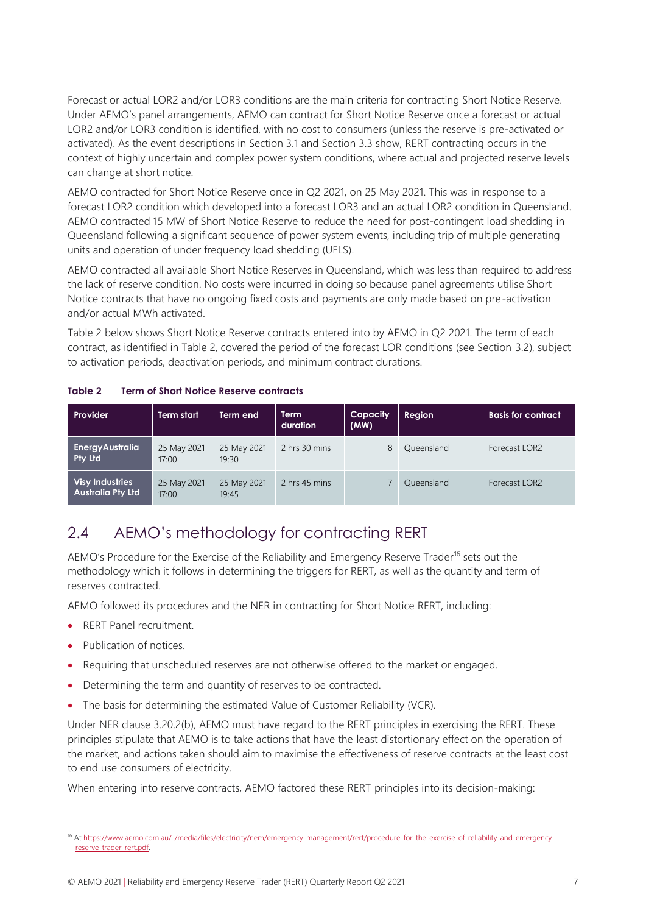Forecast or actual LOR2 and/or LOR3 conditions are the main criteria for contracting Short Notice Reserve. Under AEMO's panel arrangements, AEMO can contract for Short Notice Reserve once a forecast or actual LOR2 and/or LOR3 condition is identified, with no cost to consumers (unless the reserve is pre-activated or activated). As the event descriptions in Section 3.1 and Section 3.3 show, RERT contracting occurs in the context of highly uncertain and complex power system conditions, where actual and projected reserve levels can change at short notice.

AEMO contracted for Short Notice Reserve once in Q2 2021, on 25 May 2021. This was in response to a forecast LOR2 condition which developed into a forecast LOR3 and an actual LOR2 condition in Queensland. AEMO contracted 15 MW of Short Notice Reserve to reduce the need for post-contingent load shedding in Queensland following a significant sequence of power system events, including trip of multiple generating units and operation of under frequency load shedding (UFLS).

AEMO contracted all available Short Notice Reserves in Queensland, which was less than required to address the lack of reserve condition. No costs were incurred in doing so because panel agreements utilise Short Notice contracts that have no ongoing fixed costs and payments are only made based on pre-activation and/or actual MWh activated.

Table 2 below shows Short Notice Reserve contracts entered into by AEMO in Q2 2021. The term of each contract, as identified in Table 2, covered the period of the forecast LOR conditions (see Section 3.2), subject to activation periods, deactivation periods, and minimum contract durations.

**Table 2 Term of Short Notice Reserve contracts**

| Provider | Term start | Term end | Term duration | Capacity (MW) | Region | Basis for contract |
|---|---|---|---|---|---|---|
| EnergyAustralia Pty Ltd | 25 May 2021 17:00 | 25 May 2021 19:30 | 2 hrs 30 mins | 8 | Queensland | Forecast LOR2 |
| Visy Industries Australia Pty Ltd | 25 May 2021 17:00 | 25 May 2021 19:45 | 2 hrs 45 mins | 7 | Queensland | Forecast LOR2 |

## 2.4 AEMO's methodology for contracting RERT

AEMO's Procedure for the Exercise of the Reliability and Emergency Reserve Trader[16] sets out the methodology which it follows in determining the triggers for RERT, as well as the quantity and term of reserves contracted.

AEMO followed its procedures and the NER in contracting for Short Notice RERT, including:

- RERT Panel recruitment.
- Publication of notices.
- Requiring that unscheduled reserves are not otherwise offered to the market or engaged.
- Determining the term and quantity of reserves to be contracted.
- The basis for determining the estimated Value of Customer Reliability (VCR).

Under NER clause 3.20.2(b), AEMO must have regard to the RERT principles in exercising the RERT. These principles stipulate that AEMO is to take actions that have the least distortionary effect on the operation of the market, and actions taken should aim to maximise the effectiveness of reserve contracts at the least cost to end use consumers of electricity.

When entering into reserve contracts, AEMO factored these RERT principles into its decision-making:

[16] At https://www.aemo.com.au/-/media/files/electricity/nem/emergency_management/rert/procedure_for_the_exercise_of_reliability_and_emergency_reserve_trader_rert.pdf.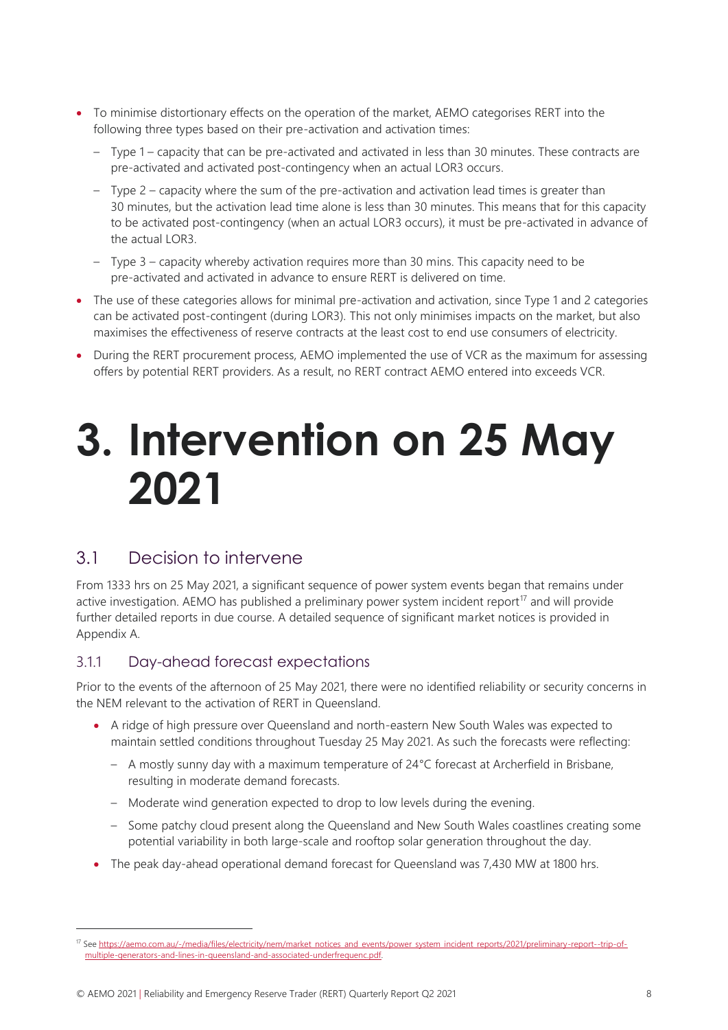- To minimise distortionary effects on the operation of the market, AEMO categorises RERT into the following three types based on their pre-activation and activation times:
  - Type 1 – capacity that can be pre-activated and activated in less than 30 minutes. These contracts are pre-activated and activated post-contingency when an actual LOR3 occurs.
  - Type 2 – capacity where the sum of the pre-activation and activation lead times is greater than 30 minutes, but the activation lead time alone is less than 30 minutes. This means that for this capacity to be activated post-contingency (when an actual LOR3 occurs), it must be pre-activated in advance of the actual LOR3.
  - Type 3 – capacity whereby activation requires more than 30 mins. This capacity need to be pre-activated and activated in advance to ensure RERT is delivered on time.
- The use of these categories allows for minimal pre-activation and activation, since Type 1 and 2 categories can be activated post-contingent (during LOR3). This not only minimises impacts on the market, but also maximises the effectiveness of reserve contracts at the least cost to end use consumers of electricity.
- During the RERT procurement process, AEMO implemented the use of VCR as the maximum for assessing offers by potential RERT providers. As a result, no RERT contract AEMO entered into exceeds VCR.

# 3. Intervention on 25 May 2021

## 3.1 Decision to intervene

From 1333 hrs on 25 May 2021, a significant sequence of power system events began that remains under active investigation. AEMO has published a preliminary power system incident report[17] and will provide further detailed reports in due course. A detailed sequence of significant market notices is provided in Appendix A.

### 3.1.1 Day-ahead forecast expectations

Prior to the events of the afternoon of 25 May 2021, there were no identified reliability or security concerns in the NEM relevant to the activation of RERT in Queensland.

- A ridge of high pressure over Queensland and north-eastern New South Wales was expected to maintain settled conditions throughout Tuesday 25 May 2021. As such the forecasts were reflecting:
  - A mostly sunny day with a maximum temperature of 24°C forecast at Archerfield in Brisbane, resulting in moderate demand forecasts.
  - Moderate wind generation expected to drop to low levels during the evening.
  - Some patchy cloud present along the Queensland and New South Wales coastlines creating some potential variability in both large-scale and rooftop solar generation throughout the day.
- The peak day-ahead operational demand forecast for Queensland was 7,430 MW at 1800 hrs.

[17] See https://aemo.com.au/-/media/files/electricity/nem/market_notices_and_events/power_system_incident_reports/2021/preliminary-report--trip-of-multiple-generators-and-lines-in-queensland-and-associated-underfrequenc.pdf.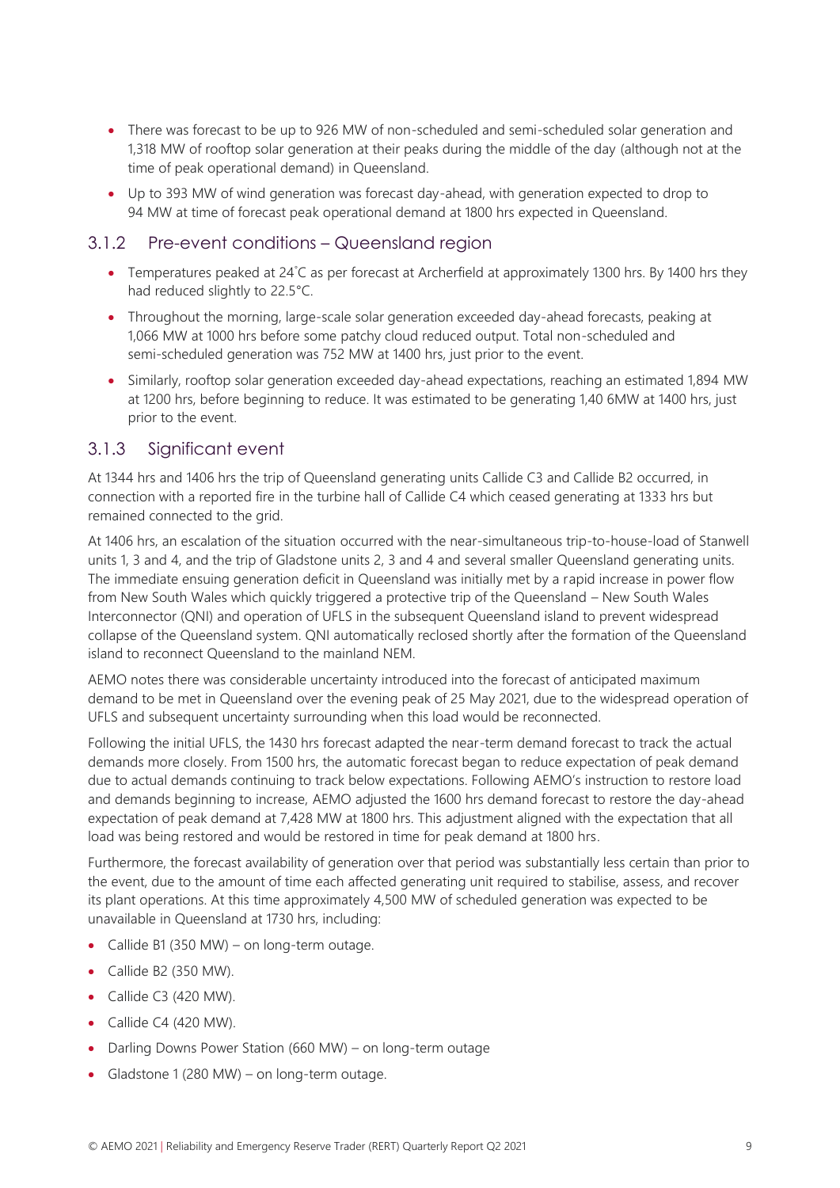- There was forecast to be up to 926 MW of non-scheduled and semi-scheduled solar generation and 1,318 MW of rooftop solar generation at their peaks during the middle of the day (although not at the time of peak operational demand) in Queensland.
- Up to 393 MW of wind generation was forecast day-ahead, with generation expected to drop to 94 MW at time of forecast peak operational demand at 1800 hrs expected in Queensland.

### 3.1.2 Pre-event conditions – Queensland region

- Temperatures peaked at 24˚C as per forecast at Archerfield at approximately 1300 hrs. By 1400 hrs they had reduced slightly to 22.5°C.
- Throughout the morning, large-scale solar generation exceeded day-ahead forecasts, peaking at 1,066 MW at 1000 hrs before some patchy cloud reduced output. Total non-scheduled and semi-scheduled generation was 752 MW at 1400 hrs, just prior to the event.
- Similarly, rooftop solar generation exceeded day-ahead expectations, reaching an estimated 1,894 MW at 1200 hrs, before beginning to reduce. It was estimated to be generating 1,40 6MW at 1400 hrs, just prior to the event.

### 3.1.3 Significant event

At 1344 hrs and 1406 hrs the trip of Queensland generating units Callide C3 and Callide B2 occurred, in connection with a reported fire in the turbine hall of Callide C4 which ceased generating at 1333 hrs but remained connected to the grid.

At 1406 hrs, an escalation of the situation occurred with the near-simultaneous trip-to-house-load of Stanwell units 1, 3 and 4, and the trip of Gladstone units 2, 3 and 4 and several smaller Queensland generating units. The immediate ensuing generation deficit in Queensland was initially met by a rapid increase in power flow from New South Wales which quickly triggered a protective trip of the Queensland – New South Wales Interconnector (QNI) and operation of UFLS in the subsequent Queensland island to prevent widespread collapse of the Queensland system. QNI automatically reclosed shortly after the formation of the Queensland island to reconnect Queensland to the mainland NEM.

AEMO notes there was considerable uncertainty introduced into the forecast of anticipated maximum demand to be met in Queensland over the evening peak of 25 May 2021, due to the widespread operation of UFLS and subsequent uncertainty surrounding when this load would be reconnected.

Following the initial UFLS, the 1430 hrs forecast adapted the near-term demand forecast to track the actual demands more closely. From 1500 hrs, the automatic forecast began to reduce expectation of peak demand due to actual demands continuing to track below expectations. Following AEMO's instruction to restore load and demands beginning to increase, AEMO adjusted the 1600 hrs demand forecast to restore the day-ahead expectation of peak demand at 7,428 MW at 1800 hrs. This adjustment aligned with the expectation that all load was being restored and would be restored in time for peak demand at 1800 hrs.

Furthermore, the forecast availability of generation over that period was substantially less certain than prior to the event, due to the amount of time each affected generating unit required to stabilise, assess, and recover its plant operations. At this time approximately 4,500 MW of scheduled generation was expected to be unavailable in Queensland at 1730 hrs, including:

- Callide B1 (350 MW) – on long-term outage.
- Callide B2 (350 MW).
- Callide C3 (420 MW).
- Callide C4 (420 MW).
- Darling Downs Power Station (660 MW) – on long-term outage
- Gladstone 1 (280 MW) – on long-term outage.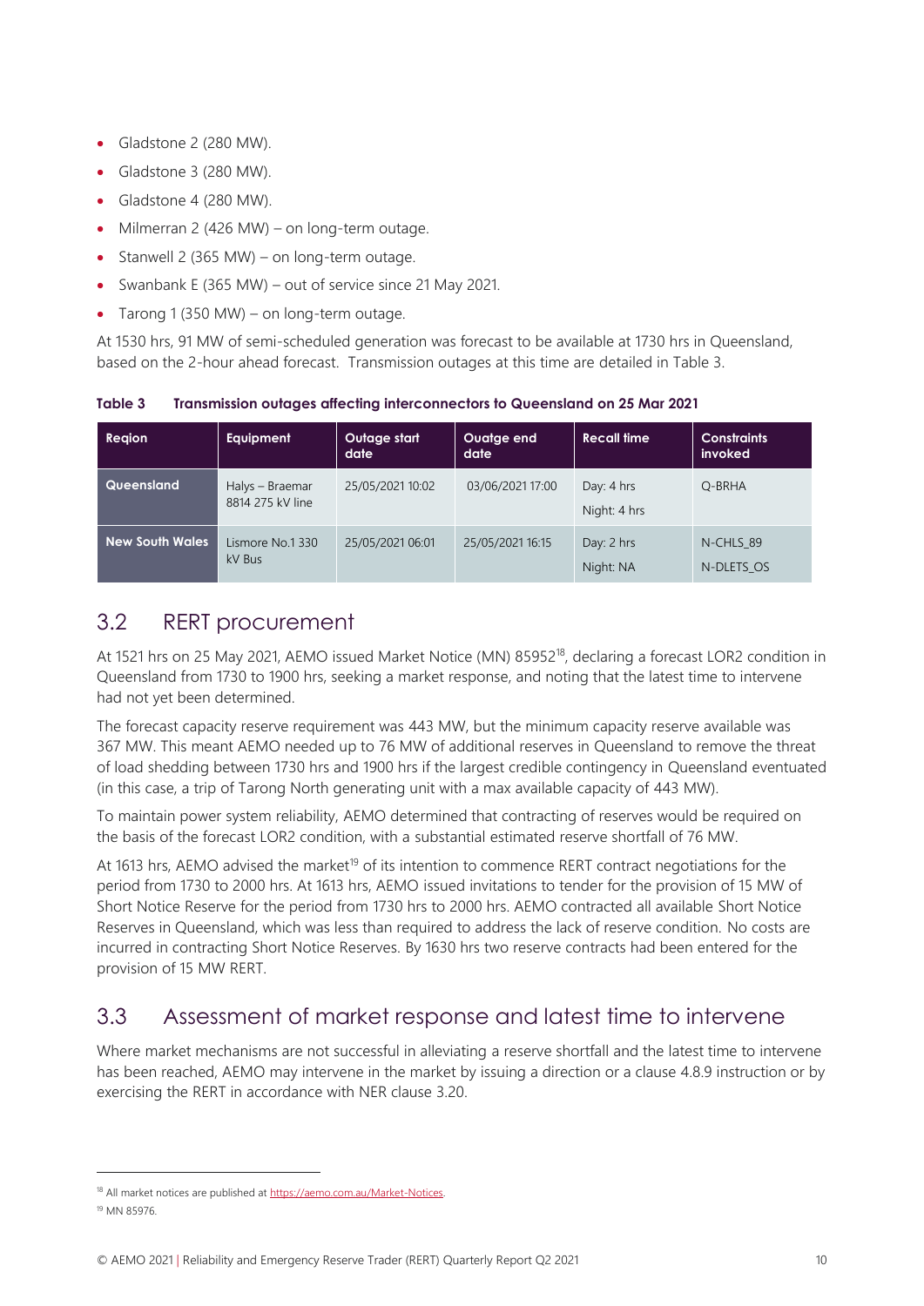- Gladstone 2 (280 MW).
- Gladstone 3 (280 MW).
- Gladstone 4 (280 MW).
- Milmerran 2 (426 MW) – on long-term outage.
- Stanwell 2 (365 MW) – on long-term outage.
- Swanbank E (365 MW) – out of service since 21 May 2021.
- Tarong 1 (350 MW) – on long-term outage.

At 1530 hrs, 91 MW of semi-scheduled generation was forecast to be available at 1730 hrs in Queensland, based on the 2-hour ahead forecast. Transmission outages at this time are detailed in Table 3.

**Table 3 Transmission outages affecting interconnectors to Queensland on 25 Mar 2021**

| Region | Equipment | Outage start date | Ouatge end date | Recall time | Constraints invoked |
|---|---|---|---|---|---|
| **Queensland** | Halys – Braemar 8814 275 kV line | 25/05/2021 10:02 | 03/06/2021 17:00 | Day: 4 hrs<br>Night: 4 hrs | Q-BRHA |
| **New South Wales** | Lismore No.1 330 kV Bus | 25/05/2021 06:01 | 25/05/2021 16:15 | Day: 2 hrs<br>Night: NA | N-CHLS_89<br>N-DLETS_OS |

## 3.2 RERT procurement

At 1521 hrs on 25 May 2021, AEMO issued Market Notice (MN) 85952[18], declaring a forecast LOR2 condition in Queensland from 1730 to 1900 hrs, seeking a market response, and noting that the latest time to intervene had not yet been determined.

The forecast capacity reserve requirement was 443 MW, but the minimum capacity reserve available was 367 MW. This meant AEMO needed up to 76 MW of additional reserves in Queensland to remove the threat of load shedding between 1730 hrs and 1900 hrs if the largest credible contingency in Queensland eventuated (in this case, a trip of Tarong North generating unit with a max available capacity of 443 MW).

To maintain power system reliability, AEMO determined that contracting of reserves would be required on the basis of the forecast LOR2 condition, with a substantial estimated reserve shortfall of 76 MW.

At 1613 hrs, AEMO advised the market[19] of its intention to commence RERT contract negotiations for the period from 1730 to 2000 hrs. At 1613 hrs, AEMO issued invitations to tender for the provision of 15 MW of Short Notice Reserve for the period from 1730 hrs to 2000 hrs. AEMO contracted all available Short Notice Reserves in Queensland, which was less than required to address the lack of reserve condition. No costs are incurred in contracting Short Notice Reserves. By 1630 hrs two reserve contracts had been entered for the provision of 15 MW RERT.

## 3.3 Assessment of market response and latest time to intervene

Where market mechanisms are not successful in alleviating a reserve shortfall and the latest time to intervene has been reached, AEMO may intervene in the market by issuing a direction or a clause 4.8.9 instruction or by exercising the RERT in accordance with NER clause 3.20.

[18] All market notices are published at https://aemo.com.au/Market-Notices.

[19] MN 85976.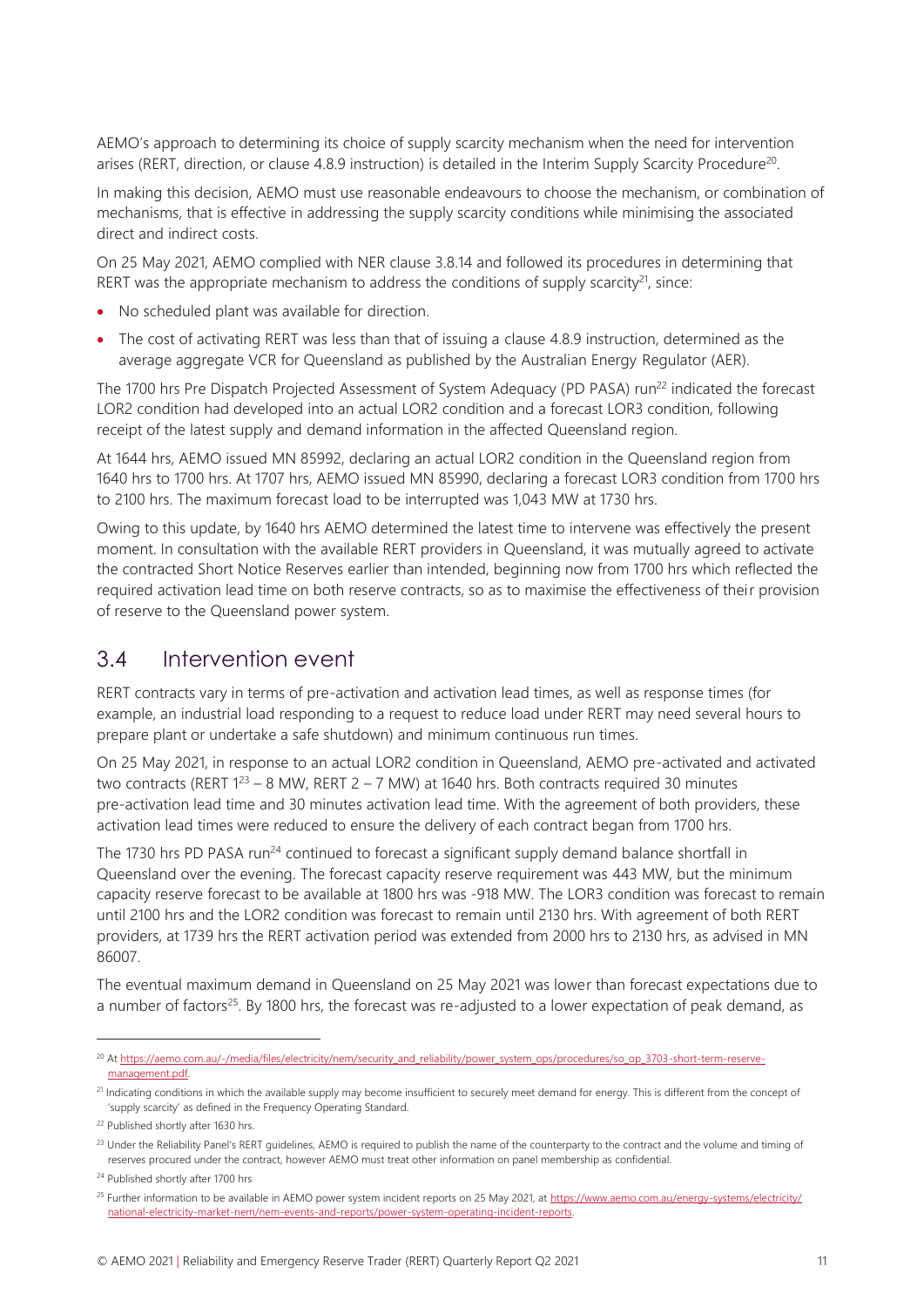AEMO's approach to determining its choice of supply scarcity mechanism when the need for intervention arises (RERT, direction, or clause 4.8.9 instruction) is detailed in the Interim Supply Scarcity Procedure[20].

In making this decision, AEMO must use reasonable endeavours to choose the mechanism, or combination of mechanisms, that is effective in addressing the supply scarcity conditions while minimising the associated direct and indirect costs.

On 25 May 2021, AEMO complied with NER clause 3.8.14 and followed its procedures in determining that RERT was the appropriate mechanism to address the conditions of supply scarcity[21], since:

- No scheduled plant was available for direction.
- The cost of activating RERT was less than that of issuing a clause 4.8.9 instruction, determined as the average aggregate VCR for Queensland as published by the Australian Energy Regulator (AER).

The 1700 hrs Pre Dispatch Projected Assessment of System Adequacy (PD PASA) run[22] indicated the forecast LOR2 condition had developed into an actual LOR2 condition and a forecast LOR3 condition, following receipt of the latest supply and demand information in the affected Queensland region.

At 1644 hrs, AEMO issued MN 85992, declaring an actual LOR2 condition in the Queensland region from 1640 hrs to 1700 hrs. At 1707 hrs, AEMO issued MN 85990, declaring a forecast LOR3 condition from 1700 hrs to 2100 hrs. The maximum forecast load to be interrupted was 1,043 MW at 1730 hrs.

Owing to this update, by 1640 hrs AEMO determined the latest time to intervene was effectively the present moment. In consultation with the available RERT providers in Queensland, it was mutually agreed to activate the contracted Short Notice Reserves earlier than intended, beginning now from 1700 hrs which reflected the required activation lead time on both reserve contracts, so as to maximise the effectiveness of their provision of reserve to the Queensland power system.

## 3.4 Intervention event

RERT contracts vary in terms of pre-activation and activation lead times, as well as response times (for example, an industrial load responding to a request to reduce load under RERT may need several hours to prepare plant or undertake a safe shutdown) and minimum continuous run times.

On 25 May 2021, in response to an actual LOR2 condition in Queensland, AEMO pre-activated and activated two contracts (RERT 1[23] – 8 MW, RERT 2 – 7 MW) at 1640 hrs. Both contracts required 30 minutes pre-activation lead time and 30 minutes activation lead time. With the agreement of both providers, these activation lead times were reduced to ensure the delivery of each contract began from 1700 hrs.

The 1730 hrs PD PASA run[24] continued to forecast a significant supply demand balance shortfall in Queensland over the evening. The forecast capacity reserve requirement was 443 MW, but the minimum capacity reserve forecast to be available at 1800 hrs was -918 MW. The LOR3 condition was forecast to remain until 2100 hrs and the LOR2 condition was forecast to remain until 2130 hrs. With agreement of both RERT providers, at 1739 hrs the RERT activation period was extended from 2000 hrs to 2130 hrs, as advised in MN 86007.

The eventual maximum demand in Queensland on 25 May 2021 was lower than forecast expectations due to a number of factors[25]. By 1800 hrs, the forecast was re-adjusted to a lower expectation of peak demand, as

---

[20] At https://aemo.com.au/-/media/files/electricity/nem/security_and_reliability/power_system_ops/procedures/so_op_3703-short-term-reserve-management.pdf.

[21] Indicating conditions in which the available supply may become insufficient to securely meet demand for energy. This is different from the concept of 'supply scarcity' as defined in the Frequency Operating Standard.

[22] Published shortly after 1630 hrs.

[23] Under the Reliability Panel's RERT guidelines, AEMO is required to publish the name of the counterparty to the contract and the volume and timing of reserves procured under the contract, however AEMO must treat other information on panel membership as confidential.

[24] Published shortly after 1700 hrs

[25] Further information to be available in AEMO power system incident reports on 25 May 2021, at https://www.aemo.com.au/energy-systems/electricity/national-electricity-market-nem/nem-events-and-reports/power-system-operating-incident-reports.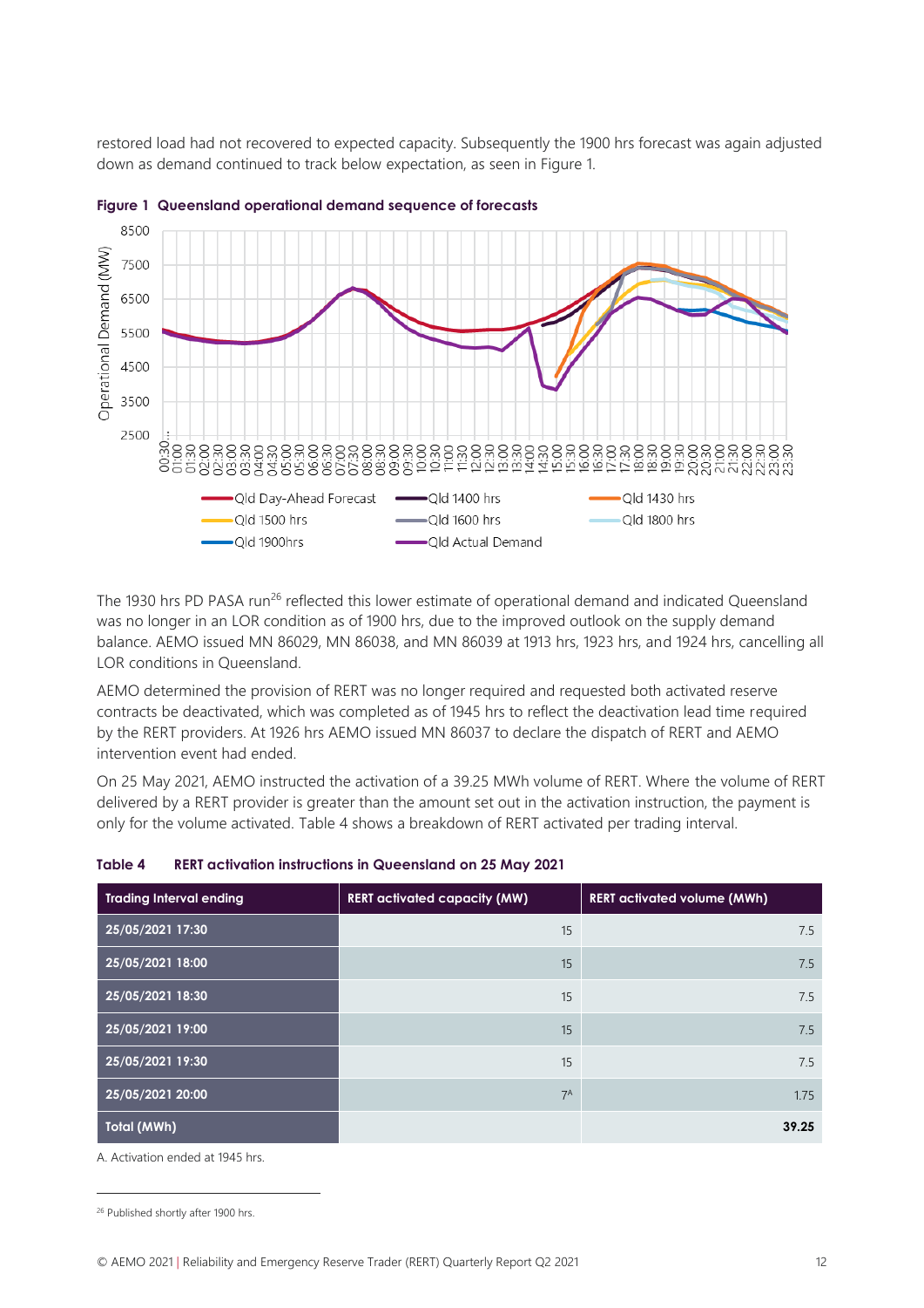restored load had not recovered to expected capacity. Subsequently the 1900 hrs forecast was again adjusted down as demand continued to track below expectation, as seen in Figure 1.

**Figure 1 Queensland operational demand sequence of forecasts**

The 1930 hrs PD PASA run[26] reflected this lower estimate of operational demand and indicated Queensland was no longer in an LOR condition as of 1900 hrs, due to the improved outlook on the supply demand balance. AEMO issued MN 86029, MN 86038, and MN 86039 at 1913 hrs, 1923 hrs, and 1924 hrs, cancelling all LOR conditions in Queensland.

AEMO determined the provision of RERT was no longer required and requested both activated reserve contracts be deactivated, which was completed as of 1945 hrs to reflect the deactivation lead time required by the RERT providers. At 1926 hrs AEMO issued MN 86037 to declare the dispatch of RERT and AEMO intervention event had ended.

On 25 May 2021, AEMO instructed the activation of a 39.25 MWh volume of RERT. Where the volume of RERT delivered by a RERT provider is greater than the amount set out in the activation instruction, the payment is only for the volume activated. Table 4 shows a breakdown of RERT activated per trading interval.

**Table 4 RERT activation instructions in Queensland on 25 May 2021**

| Trading Interval ending | RERT activated capacity (MW) | RERT activated volume (MWh) |
|---|---|---|
| 25/05/2021 17:30 | 15 | 7.5 |
| 25/05/2021 18:00 | 15 | 7.5 |
| 25/05/2021 18:30 | 15 | 7.5 |
| 25/05/2021 19:00 | 15 | 7.5 |
| 25/05/2021 19:30 | 15 | 7.5 |
| 25/05/2021 20:00 | 7[A] | 1.75 |
| **Total (MWh)** | | **39.25** |

A. Activation ended at 1945 hrs.

[26] Published shortly after 1900 hrs.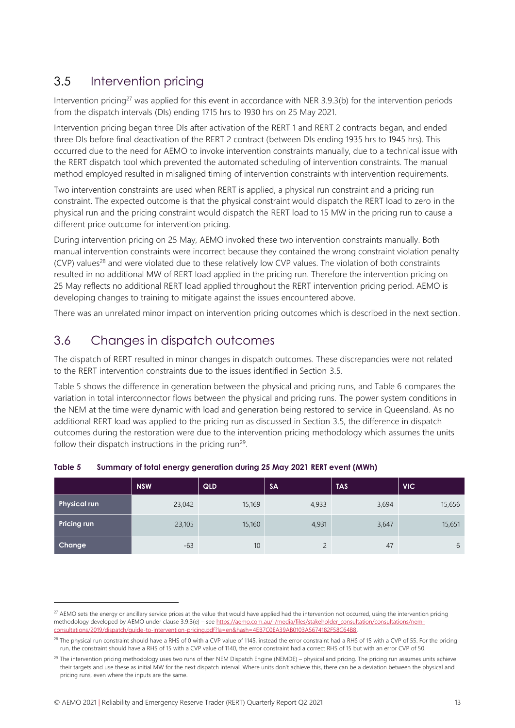## 3.5 Intervention pricing

Intervention pricing[27] was applied for this event in accordance with NER 3.9.3(b) for the intervention periods from the dispatch intervals (DIs) ending 1715 hrs to 1930 hrs on 25 May 2021.

Intervention pricing began three DIs after activation of the RERT 1 and RERT 2 contracts began, and ended three DIs before final deactivation of the RERT 2 contract (between DIs ending 1935 hrs to 1945 hrs). This occurred due to the need for AEMO to invoke intervention constraints manually, due to a technical issue with the RERT dispatch tool which prevented the automated scheduling of intervention constraints. The manual method employed resulted in misaligned timing of intervention constraints with intervention requirements.

Two intervention constraints are used when RERT is applied, a physical run constraint and a pricing run constraint. The expected outcome is that the physical constraint would dispatch the RERT load to zero in the physical run and the pricing constraint would dispatch the RERT load to 15 MW in the pricing run to cause a different price outcome for intervention pricing.

During intervention pricing on 25 May, AEMO invoked these two intervention constraints manually. Both manual intervention constraints were incorrect because they contained the wrong constraint violation penalty (CVP) values[28] and were violated due to these relatively low CVP values. The violation of both constraints resulted in no additional MW of RERT load applied in the pricing run. Therefore the intervention pricing on 25 May reflects no additional RERT load applied throughout the RERT intervention pricing period. AEMO is developing changes to training to mitigate against the issues encountered above.

There was an unrelated minor impact on intervention pricing outcomes which is described in the next section.

## 3.6 Changes in dispatch outcomes

The dispatch of RERT resulted in minor changes in dispatch outcomes. These discrepancies were not related to the RERT intervention constraints due to the issues identified in Section 3.5.

Table 5 shows the difference in generation between the physical and pricing runs, and Table 6 compares the variation in total interconnector flows between the physical and pricing runs. The power system conditions in the NEM at the time were dynamic with load and generation being restored to service in Queensland. As no additional RERT load was applied to the pricing run as discussed in Section 3.5, the difference in dispatch outcomes during the restoration were due to the intervention pricing methodology which assumes the units follow their dispatch instructions in the pricing run[29].

**Table 5 Summary of total energy generation during 25 May 2021 RERT event (MWh)**

| | NSW | QLD | SA | TAS | VIC |
|---|---|---|---|---|---|
| **Physical run** | 23,042 | 15,169 | 4,933 | 3,694 | 15,656 |
| **Pricing run** | 23,105 | 15,160 | 4,931 | 3,647 | 15,651 |
| **Change** | -63 | 10 | 2 | 47 | 6 |

---

[27] AEMO sets the energy or ancillary service prices at the value that would have applied had the intervention not occurred, using the intervention pricing methodology developed by AEMO under clause 3.9.3(e) – see https://aemo.com.au/-/media/files/stakeholder_consultation/consultations/nem-consultations/2019/dispatch/guide-to-intervention-pricing.pdf?la=en&hash=4EB7C0EA39AB0103A5674182F58C64B8.

[28] The physical run constraint should have a RHS of 0 with a CVP value of 1145, instead the error constraint had a RHS of 15 with a CVP of 55. For the pricing run, the constraint should have a RHS of 15 with a CVP value of 1140, the error constraint had a correct RHS of 15 but with an error CVP of 50.

[29] The intervention pricing methodology uses two runs of ther NEM Dispatch Engine (NEMDE) – physical and pricing. The pricing run assumes units achieve their targets and use these as initial MW for the next dispatch interval. Where units don't achieve this, there can be a deviation between the physical and pricing runs, even where the inputs are the same.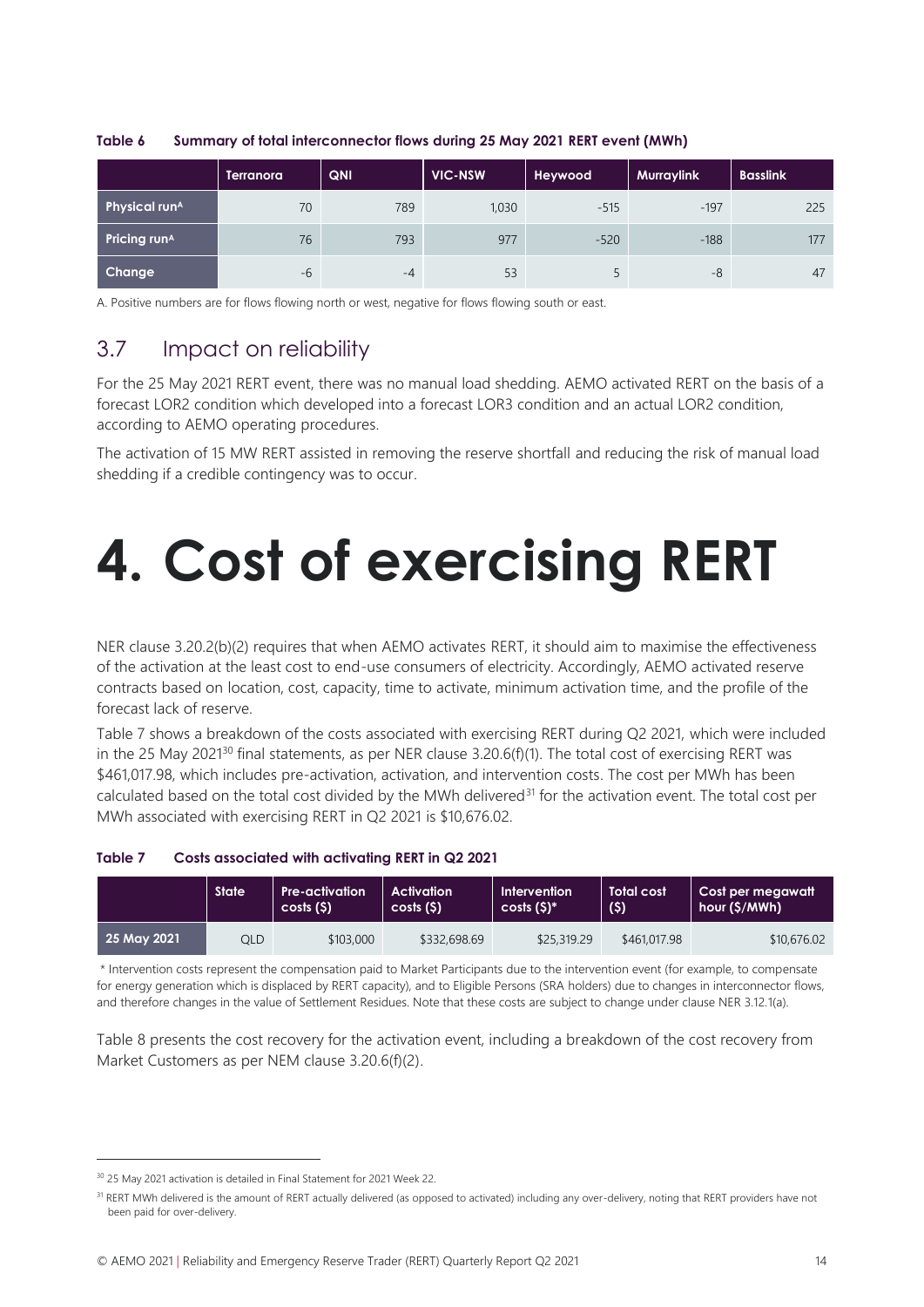**Table 6 Summary of total interconnector flows during 25 May 2021 RERT event (MWh)**

| | Terranora | QNI | VIC-NSW | Heywood | Murraylink | Basslink |
|---|---|---|---|---|---|---|
| Physical run[A] | 70 | 789 | 1,030 | -515 | -197 | 225 |
| Pricing run[A] | 76 | 793 | 977 | -520 | -188 | 177 |
| Change | -6 | -4 | 53 | 5 | -8 | 47 |

A. Positive numbers are for flows flowing north or west, negative for flows flowing south or east.

## 3.7 Impact on reliability

For the 25 May 2021 RERT event, there was no manual load shedding. AEMO activated RERT on the basis of a forecast LOR2 condition which developed into a forecast LOR3 condition and an actual LOR2 condition, according to AEMO operating procedures.

The activation of 15 MW RERT assisted in removing the reserve shortfall and reducing the risk of manual load shedding if a credible contingency was to occur.

# 4. Cost of exercising RERT

NER clause 3.20.2(b)(2) requires that when AEMO activates RERT, it should aim to maximise the effectiveness of the activation at the least cost to end-use consumers of electricity. Accordingly, AEMO activated reserve contracts based on location, cost, capacity, time to activate, minimum activation time, and the profile of the forecast lack of reserve.

Table 7 shows a breakdown of the costs associated with exercising RERT during Q2 2021, which were included in the 25 May 2021[30] final statements, as per NER clause 3.20.6(f)(1). The total cost of exercising RERT was $461,017.98, which includes pre-activation, activation, and intervention costs. The cost per MWh has been calculated based on the total cost divided by the MWh delivered[31] for the activation event. The total cost per MWh associated with exercising RERT in Q2 2021 is $10,676.02.

**Table 7 Costs associated with activating RERT in Q2 2021**

| | State | Pre-activation costs ($) | Activation costs ($) | Intervention costs ($)* | Total cost ($) | Cost per megawatt hour ($/MWh) |
|---|---|---|---|---|---|---|
| 25 May 2021 | QLD | $103,000 | $332,698.69 | $25,319.29 | $461,017.98 | $10,676.02 |

\* Intervention costs represent the compensation paid to Market Participants due to the intervention event (for example, to compensate for energy generation which is displaced by RERT capacity), and to Eligible Persons (SRA holders) due to changes in interconnector flows, and therefore changes in the value of Settlement Residues. Note that these costs are subject to change under clause NER 3.12.1(a).

Table 8 presents the cost recovery for the activation event, including a breakdown of the cost recovery from Market Customers as per NEM clause 3.20.6(f)(2).

[30] 25 May 2021 activation is detailed in Final Statement for 2021 Week 22.

[31] RERT MWh delivered is the amount of RERT actually delivered (as opposed to activated) including any over-delivery, noting that RERT providers have not been paid for over-delivery.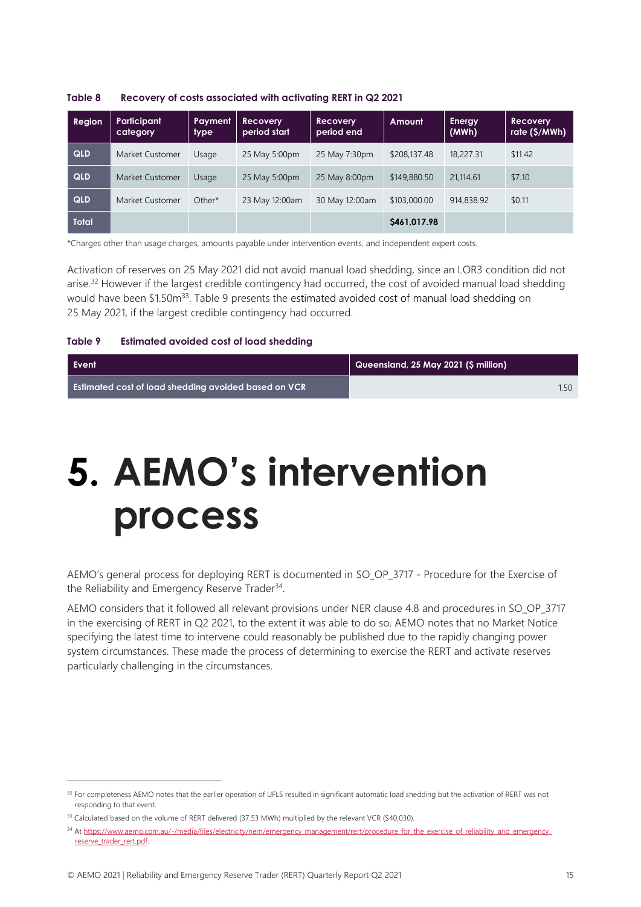**Table 8 Recovery of costs associated with activating RERT in Q2 2021**

| Region | Participant category | Payment type | Recovery period start | Recovery period end | Amount | Energy (MWh) | Recovery rate ($/MWh) |
|---|---|---|---|---|---|---|---|
| QLD | Market Customer | Usage | 25 May 5:00pm | 25 May 7:30pm | $208,137.48 | 18,227.31 | $11.42 |
| QLD | Market Customer | Usage | 25 May 5:00pm | 25 May 8:00pm | $149,880.50 | 21,114.61 | $7.10 |
| QLD | Market Customer | Other* | 23 May 12:00am | 30 May 12:00am | $103,000.00 | 914,838.92 | $0.11 |
| Total | | | | | **$461,017.98** | | |

*Charges other than usage charges, amounts payable under intervention events, and independent expert costs.

Activation of reserves on 25 May 2021 did not avoid manual load shedding, since an LOR3 condition did not arise.[32] However if the largest credible contingency had occurred, the cost of avoided manual load shedding would have been $1.50m[33]. Table 9 presents the estimated avoided cost of manual load shedding on 25 May 2021, if the largest credible contingency had occurred.

**Table 9 Estimated avoided cost of load shedding**

| Event | Queensland, 25 May 2021 ($ million) |
|---|---|
| Estimated cost of load shedding avoided based on VCR | 1.50 |

# 5. AEMO's intervention process

AEMO's general process for deploying RERT is documented in SO_OP_3717 - Procedure for the Exercise of the Reliability and Emergency Reserve Trader[34].

AEMO considers that it followed all relevant provisions under NER clause 4.8 and procedures in SO_OP_3717 in the exercising of RERT in Q2 2021, to the extent it was able to do so. AEMO notes that no Market Notice specifying the latest time to intervene could reasonably be published due to the rapidly changing power system circumstances. These made the process of determining to exercise the RERT and activate reserves particularly challenging in the circumstances.

[32] For completeness AEMO notes that the earlier operation of UFLS resulted in significant automatic load shedding but the activation of RERT was not responding to that event.

[33] Calculated based on the volume of RERT delivered (37.53 MWh) multiplied by the relevant VCR ($40,030).

[34] At https://www.aemo.com.au/-/media/files/electricity/nem/emergency_management/rert/procedure_for_the_exercise_of_reliability_and_emergency_reserve_trader_rert.pdf.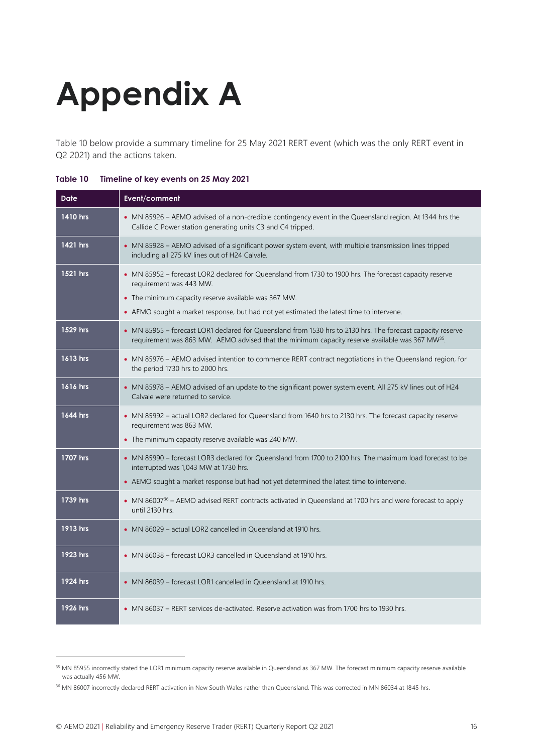// Appendix A — 25 May 2021 RERT event timeline
# Appendix A

Table 10 below provide a summary timeline for 25 May 2021 RERT event (which was the only RERT event in Q2 2021) and the actions taken.

**Table 10 Timeline of key events on 25 May 2021**

| Date | Event/comment |
|---|---|
| 1410 hrs | • MN 85926 – AEMO advised of a non-credible contingency event in the Queensland region. At 1344 hrs the Callide C Power station generating units C3 and C4 tripped. |
| 1421 hrs | • MN 85928 – AEMO advised of a significant power system event, with multiple transmission lines tripped including all 275 kV lines out of H24 Calvale. |
| 1521 hrs | • MN 85952 – forecast LOR2 declared for Queensland from 1730 to 1900 hrs. The forecast capacity reserve requirement was 443 MW.<br>• The minimum capacity reserve available was 367 MW.<br>• AEMO sought a market response, but had not yet estimated the latest time to intervene. |
| 1529 hrs | • MN 85955 – forecast LOR1 declared for Queensland from 1530 hrs to 2130 hrs. The forecast capacity reserve requirement was 863 MW. AEMO advised that the minimum capacity reserve available was 367 MW[35]. |
| 1613 hrs | • MN 85976 – AEMO advised intention to commence RERT contract negotiations in the Queensland region, for the period 1730 hrs to 2000 hrs. |
| 1616 hrs | • MN 85978 – AEMO advised of an update to the significant power system event. All 275 kV lines out of H24 Calvale were returned to service. |
| 1644 hrs | • MN 85992 – actual LOR2 declared for Queensland from 1640 hrs to 2130 hrs. The forecast capacity reserve requirement was 863 MW.<br>• The minimum capacity reserve available was 240 MW. |
| 1707 hrs | • MN 85990 – forecast LOR3 declared for Queensland from 1700 to 2100 hrs. The maximum load forecast to be interrupted was 1,043 MW at 1730 hrs.<br>• AEMO sought a market response but had not yet determined the latest time to intervene. |
| 1739 hrs | • MN 86007[36] – AEMO advised RERT contracts activated in Queensland at 1700 hrs and were forecast to apply until 2130 hrs. |
| 1913 hrs | • MN 86029 – actual LOR2 cancelled in Queensland at 1910 hrs. |
| 1923 hrs | • MN 86038 – forecast LOR3 cancelled in Queensland at 1910 hrs. |
| 1924 hrs | • MN 86039 – forecast LOR1 cancelled in Queensland at 1910 hrs. |
| 1926 hrs | • MN 86037 – RERT services de-activated. Reserve activation was from 1700 hrs to 1930 hrs. |

[35] MN 85955 incorrectly stated the LOR1 minimum capacity reserve available in Queensland as 367 MW. The forecast minimum capacity reserve available was actually 456 MW.

[36] MN 86007 incorrectly declared RERT activation in New South Wales rather than Queensland. This was corrected in MN 86034 at 1845 hrs.